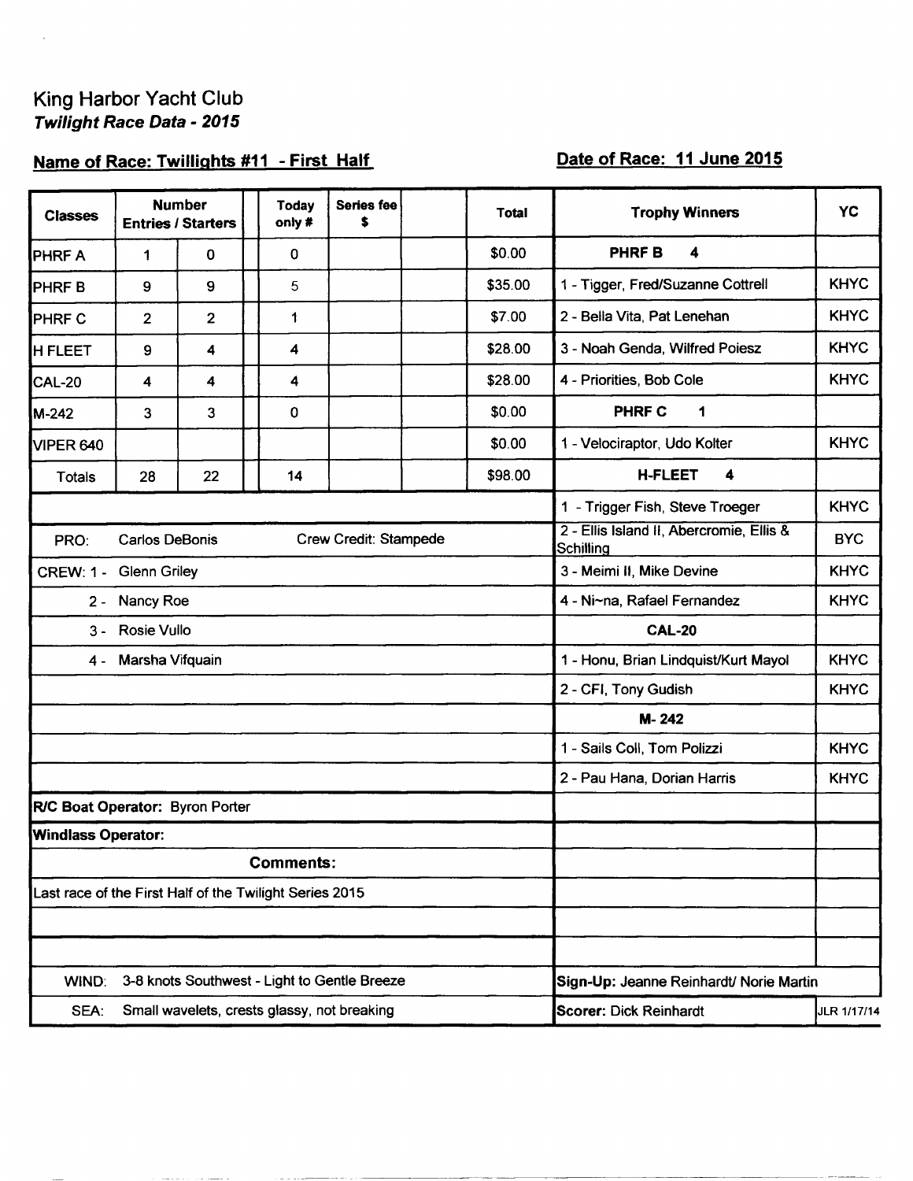# King Harbor Yacht Club

***Twilight Race Data - 2015***

**Name of Race: Twillights #11 - First Half**

**Date of Race: 11 June 2015**

| Classes | Number Entries | Starters | | Today only # | Series fee $ | | Total | Trophy Winners | YC |
|---|---|---|---|---|---|---|---|---|---|
| PHRF A | 1 | 0 | | 0 | | | $0.00 | **PHRF B 4** | |
| PHRF B | 9 | 9 | | 5 | | | $35.00 | 1 - Tigger, Fred/Suzanne Cottrell | KHYC |
| PHRF C | 2 | 2 | | 1 | | | $7.00 | 2 - Bella Vita, Pat Lenehan | KHYC |
| H FLEET | 9 | 4 | | 4 | | | $28.00 | 3 - Noah Genda, Wilfred Poiesz | KHYC |
| CAL-20 | 4 | 4 | | 4 | | | $28.00 | 4 - Priorities, Bob Cole | KHYC |
| M-242 | 3 | 3 | | 0 | | | $0.00 | **PHRF C 1** | |
| VIPER 640 | | | | | | | $0.00 | 1 - Velociraptor, Udo Kolter | KHYC |
| Totals | 28 | 22 | | 14 | | | $98.00 | **H-FLEET 4** | |
| | | | | | | | | 1 - Trigger Fish, Steve Troeger | KHYC |
| PRO: Carlos DeBonis | | | | Crew Credit: Stampede | | | | 2 - Ellis Island II, Abercromie, Ellis & Schilling | BYC |
| CREW: 1 - Glenn Griley | | | | | | | | 3 - Meimi II, Mike Devine | KHYC |
| 2 - Nancy Roe | | | | | | | | 4 - Ni~na, Rafael Fernandez | KHYC |
| 3 - Rosie Vullo | | | | | | | | **CAL-20** | |
| 4 - Marsha Vifquain | | | | | | | | 1 - Honu, Brian Lindquist/Kurt Mayol | KHYC |
| | | | | | | | | 2 - CFI, Tony Gudish | KHYC |
| | | | | | | | | **M- 242** | |
| | | | | | | | | 1 - Sails Coll, Tom Polizzi | KHYC |
| | | | | | | | | 2 - Pau Hana, Dorian Harris | KHYC |
| **R/C Boat Operator:** Byron Porter | | | | | | | | | |
| **Windlass Operator:** | | | | | | | | | |
| **Comments:** | | | | | | | | | |
| Last race of the First Half of the Twilight Series 2015 | | | | | | | | | |
| WIND: 3-8 knots Southwest - Light to Gentle Breeze | | | | | | | | **Sign-Up:** Jeanne Reinhardt/ Norie Martin | |
| SEA: Small wavelets, crests glassy, not breaking | | | | | | | | **Scorer:** Dick Reinhardt | JLR 1/17/14 |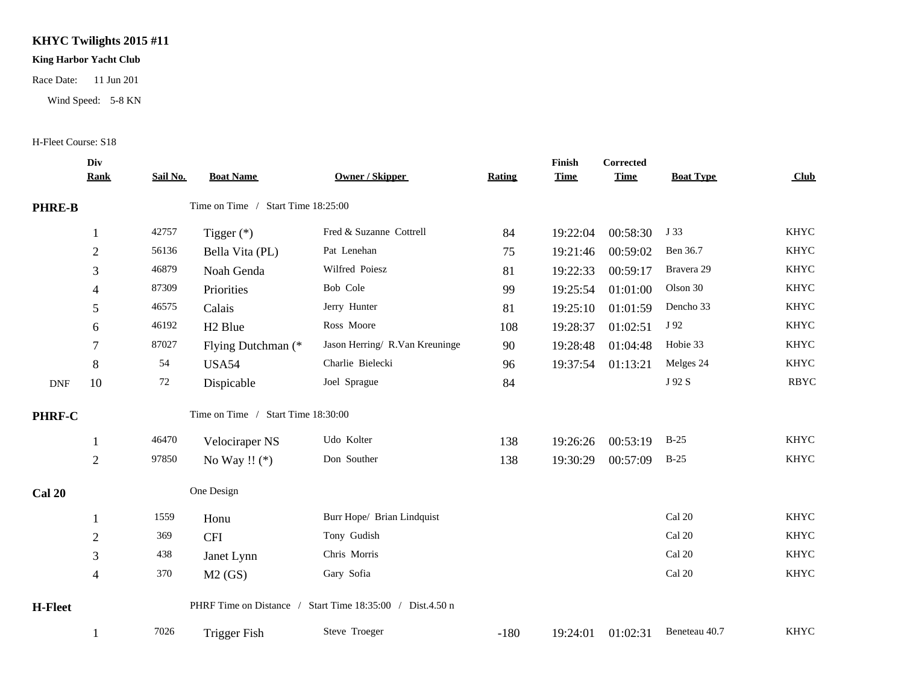# KHYC Twilights 2015 #11

**King Harbor Yacht Club**

Race Date: 11 Jun 201

Wind Speed: 5-8 KN

H-Fleet Course: S18

| | Div Rank | Sail No. | Boat Name | Owner / Skipper | Rating | Finish Time | Corrected Time | Boat Type | Club |
|---|---|---|---|---|---|---|---|---|---|
| **PHRE-B** | | | Time on Time / Start Time 18:25:00 | | | | | | |
| | 1 | 42757 | Tigger (*) | Fred & Suzanne Cottrell | 84 | 19:22:04 | 00:58:30 | J 33 | KHYC |
| | 2 | 56136 | Bella Vita (PL) | Pat Lenehan | 75 | 19:21:46 | 00:59:02 | Ben 36.7 | KHYC |
| | 3 | 46879 | Noah Genda | Wilfred Poiesz | 81 | 19:22:33 | 00:59:17 | Bravera 29 | KHYC |
| | 4 | 87309 | Priorities | Bob Cole | 99 | 19:25:54 | 01:01:00 | Olson 30 | KHYC |
| | 5 | 46575 | Calais | Jerry Hunter | 81 | 19:25:10 | 01:01:59 | Dencho 33 | KHYC |
| | 6 | 46192 | H2 Blue | Ross Moore | 108 | 19:28:37 | 01:02:51 | J 92 | KHYC |
| | 7 | 87027 | Flying Dutchman (* | Jason Herring/ R.Van Kreuninge | 90 | 19:28:48 | 01:04:48 | Hobie 33 | KHYC |
| | 8 | 54 | USA54 | Charlie Bielecki | 96 | 19:37:54 | 01:13:21 | Melges 24 | KHYC |
| DNF | 10 | 72 | Dispicable | Joel Sprague | 84 | | | J 92 S | RBYC |
| **PHRF-C** | | | Time on Time / Start Time 18:30:00 | | | | | | |
| | 1 | 46470 | Velociraper NS | Udo Kolter | 138 | 19:26:26 | 00:53:19 | B-25 | KHYC |
| | 2 | 97850 | No Way !! (*) | Don Souther | 138 | 19:30:29 | 00:57:09 | B-25 | KHYC |
| **Cal 20** | | | One Design | | | | | | |
| | 1 | 1559 | Honu | Burr Hope/ Brian Lindquist | | | | Cal 20 | KHYC |
| | 2 | 369 | CFI | Tony Gudish | | | | Cal 20 | KHYC |
| | 3 | 438 | Janet Lynn | Chris Morris | | | | Cal 20 | KHYC |
| | 4 | 370 | M2 (GS) | Gary Sofia | | | | Cal 20 | KHYC |
| **H-Fleet** | | | PHRF Time on Distance / Start Time 18:35:00 / Dist.4.50 n | | | | | | |
| | 1 | 7026 | Trigger Fish | Steve Troeger | -180 | 19:24:01 | 01:02:31 | Beneteau 40.7 | KHYC |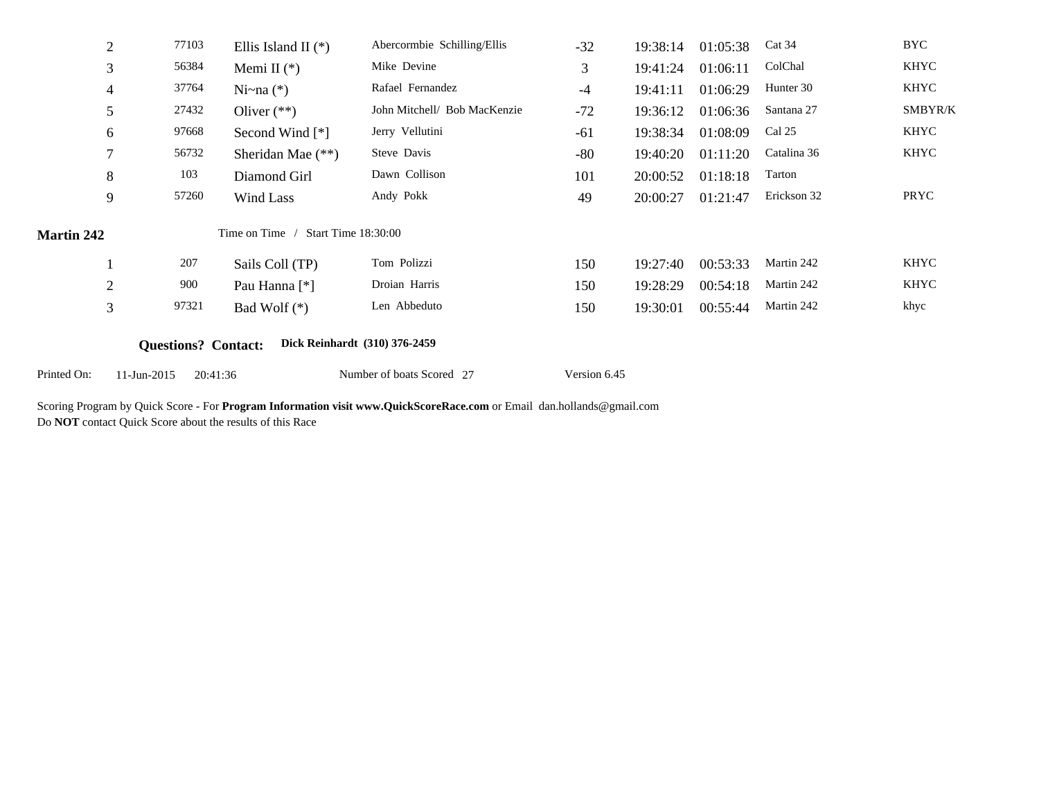| | | | | | | | | |
|---|---|---|---|---|---|---|---|---|
| 2 | 77103 | Ellis Island II (*) | Abercormbie Schilling/Ellis | -32 | 19:38:14 | 01:05:38 | Cat 34 | BYC |
| 3 | 56384 | Memi II (*) | Mike Devine | 3 | 19:41:24 | 01:06:11 | ColChal | KHYC |
| 4 | 37764 | Ni~na (*) | Rafael Fernandez | -4 | 19:41:11 | 01:06:29 | Hunter 30 | KHYC |
| 5 | 27432 | Oliver (**) | John Mitchell/ Bob MacKenzie | -72 | 19:36:12 | 01:06:36 | Santana 27 | SMBYR/K |
| 6 | 97668 | Second Wind [*] | Jerry Vellutini | -61 | 19:38:34 | 01:08:09 | Cal 25 | KHYC |
| 7 | 56732 | Sheridan Mae (**) | Steve Davis | -80 | 19:40:20 | 01:11:20 | Catalina 36 | KHYC |
| 8 | 103 | Diamond Girl | Dawn Collison | 101 | 20:00:52 | 01:18:18 | Tarton | |
| 9 | 57260 | Wind Lass | Andy Pokk | 49 | 20:00:27 | 01:21:47 | Erickson 32 | PRYC |

**Martin 242** Time on Time / Start Time 18:30:00

| | | | | | | | | |
|---|---|---|---|---|---|---|---|---|
| 1 | 207 | Sails Coll (TP) | Tom Polizzi | 150 | 19:27:40 | 00:53:33 | Martin 242 | KHYC |
| 2 | 900 | Pau Hanna [*] | Droian Harris | 150 | 19:28:29 | 00:54:18 | Martin 242 | KHYC |
| 3 | 97321 | Bad Wolf (*) | Len Abbeduto | 150 | 19:30:01 | 00:55:44 | Martin 242 | khyc |

**Questions? Contact:** **Dick Reinhardt (310) 376-2459**

Printed On: 11-Jun-2015 20:41:36 Number of boats Scored 27 Version 6.45

Scoring Program by Quick Score - For **Program Information visit www.QuickScoreRace.com** or Email dan.hollands@gmail.com
Do **NOT** contact Quick Score about the results of this Race